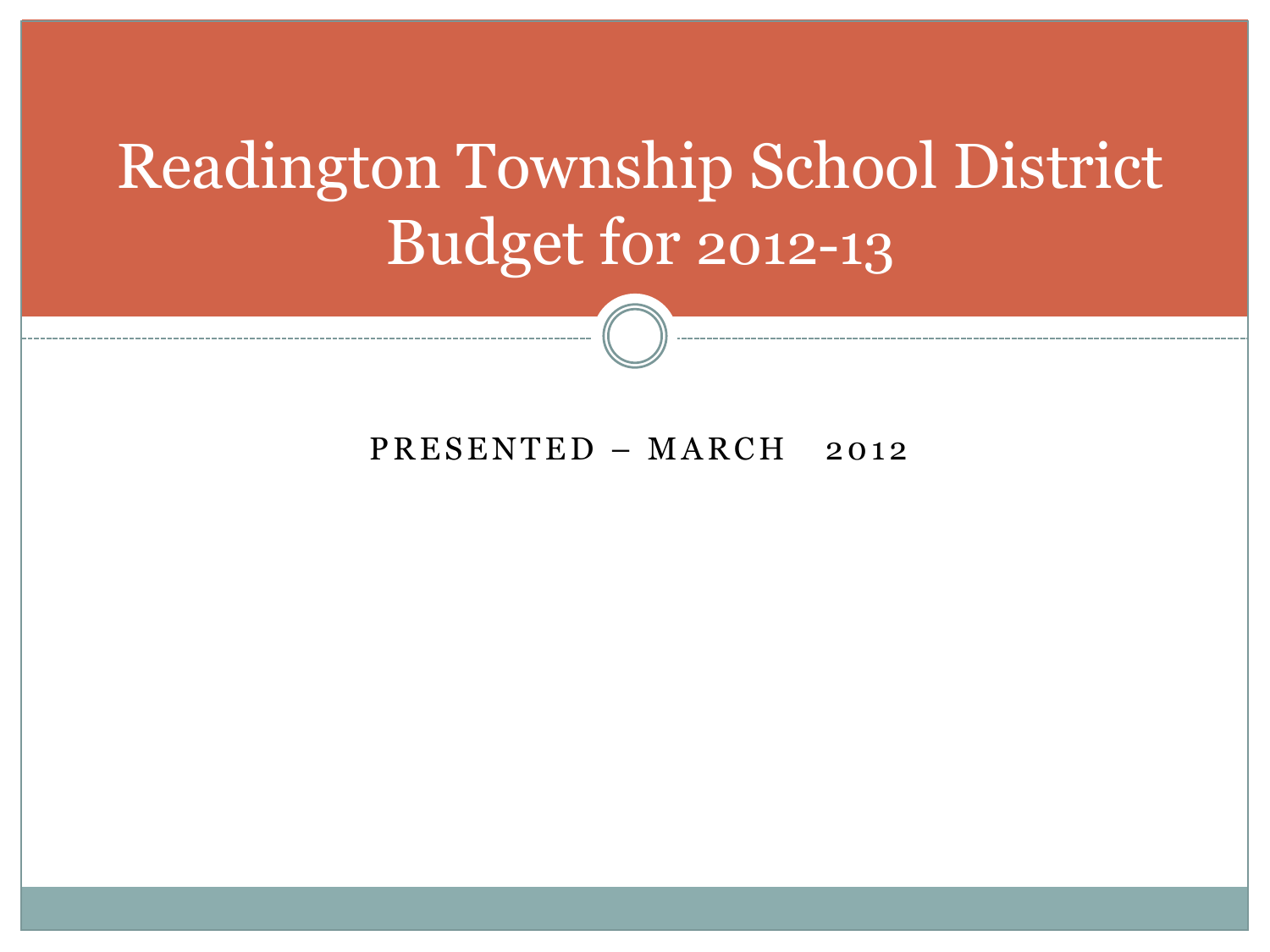# Readington Township School District Budget for 2012-13

PRESENTED – MARCH 2012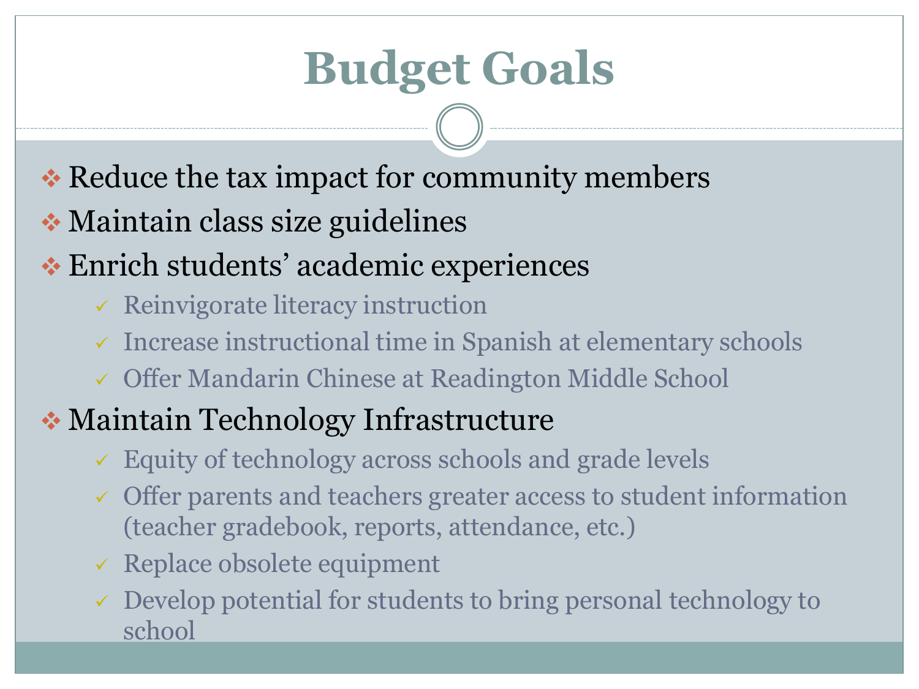# Budget Goals

- Reduce the tax impact for community members
- Maintain class size guidelines
- Enrich students' academic experiences
  - Reinvigorate literacy instruction
  - Increase instructional time in Spanish at elementary schools
  - Offer Mandarin Chinese at Readington Middle School
- Maintain Technology Infrastructure
  - Equity of technology across schools and grade levels
  - Offer parents and teachers greater access to student information (teacher gradebook, reports, attendance, etc.)
  - Replace obsolete equipment
  - Develop potential for students to bring personal technology to school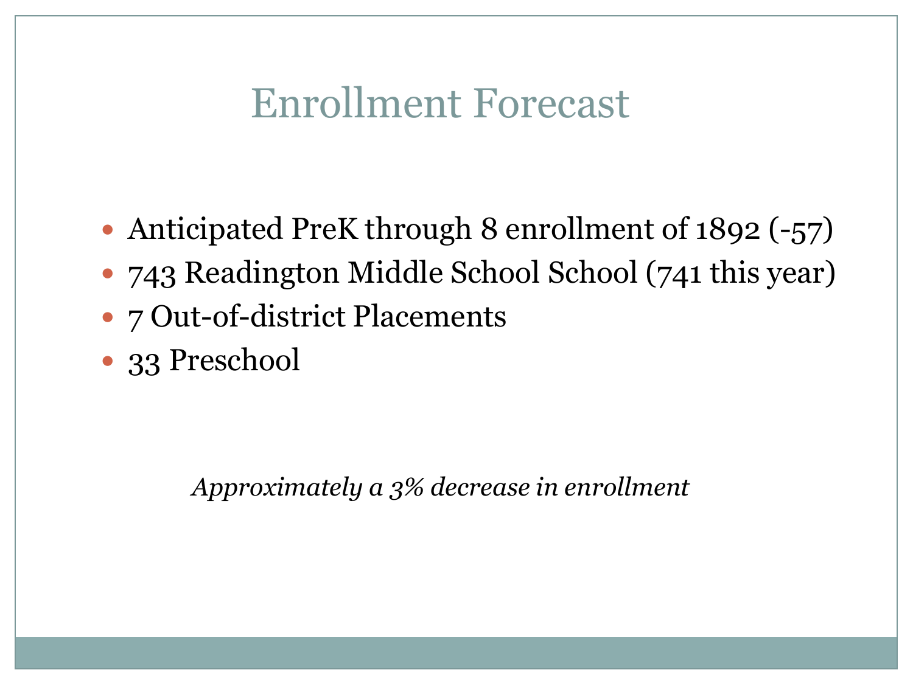# Enrollment Forecast

- Anticipated PreK through 8 enrollment of 1892 (-57)
- 743 Readington Middle School School (741 this year)
- 7 Out-of-district Placements
- 33 Preschool

*Approximately a 3% decrease in enrollment*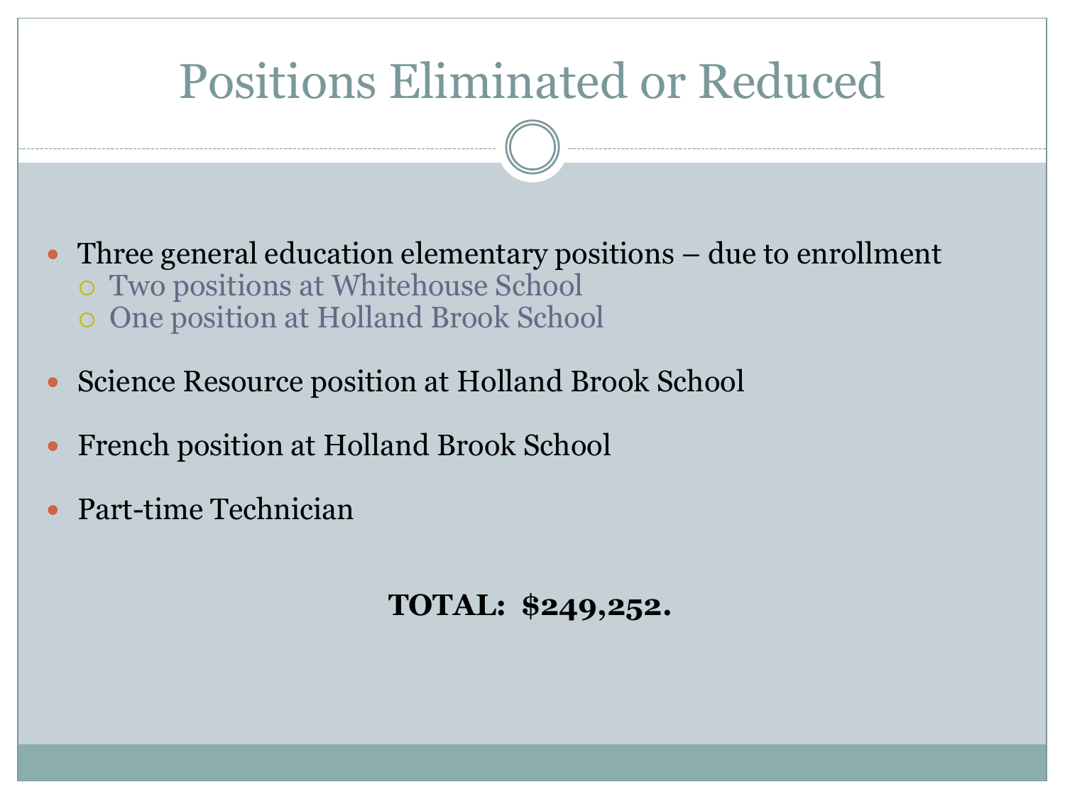# Positions Eliminated or Reduced

- Three general education elementary positions – due to enrollment
  - Two positions at Whitehouse School
  - One position at Holland Brook School
- Science Resource position at Holland Brook School
- French position at Holland Brook School
- Part-time Technician

**TOTAL: $249,252.**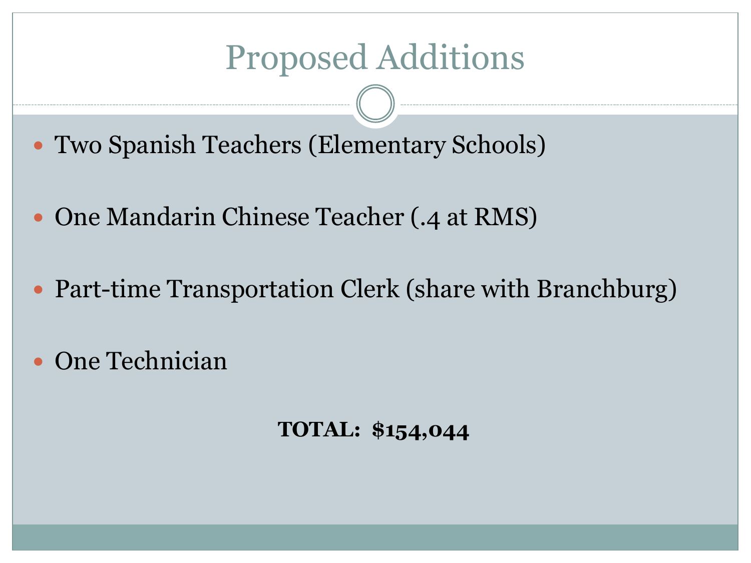# Proposed Additions

- Two Spanish Teachers (Elementary Schools)
- One Mandarin Chinese Teacher (.4 at RMS)
- Part-time Transportation Clerk (share with Branchburg)
- One Technician

**TOTAL: $154,044**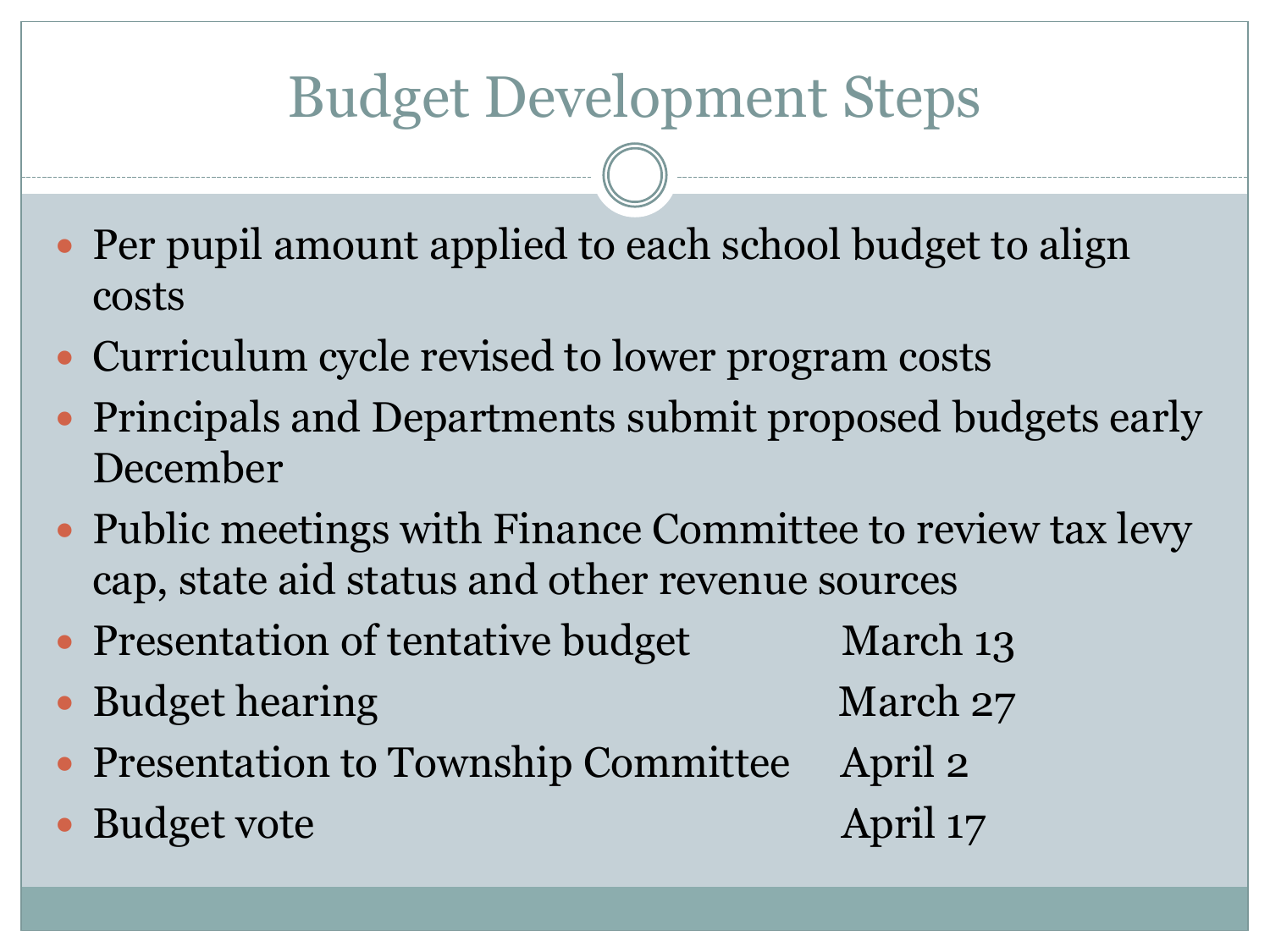# Budget Development Steps

- Per pupil amount applied to each school budget to align costs
- Curriculum cycle revised to lower program costs
- Principals and Departments submit proposed budgets early December
- Public meetings with Finance Committee to review tax levy cap, state aid status and other revenue sources
- Presentation of tentative budget March 13
- Budget hearing March 27
- Presentation to Township Committee April 2
- Budget vote April 17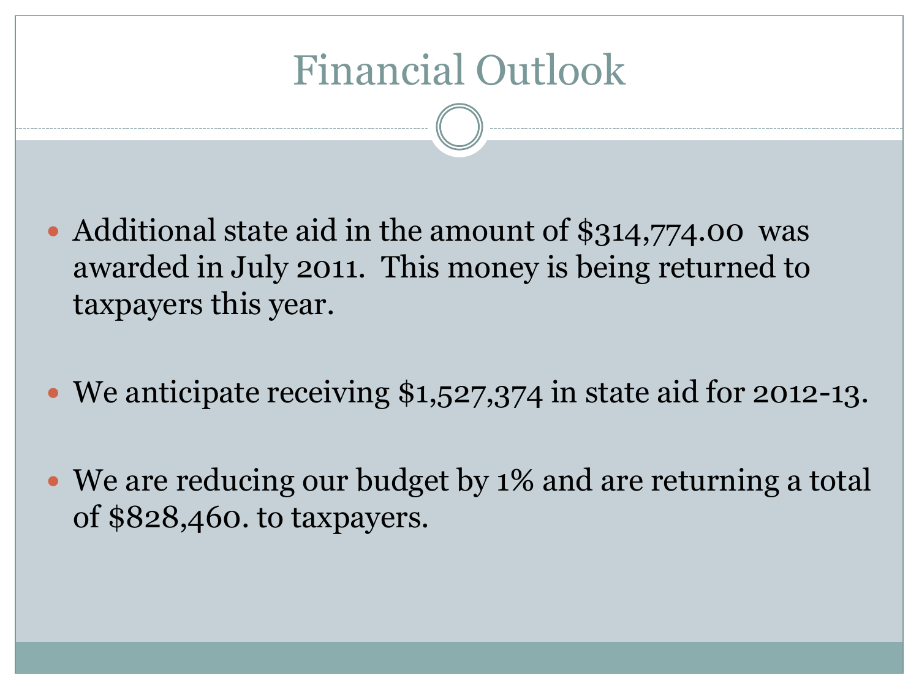# Financial Outlook

- Additional state aid in the amount of $314,774.00 was awarded in July 2011. This money is being returned to taxpayers this year.

- We anticipate receiving $1,527,374 in state aid for 2012-13.

- We are reducing our budget by 1% and are returning a total of $828,460. to taxpayers.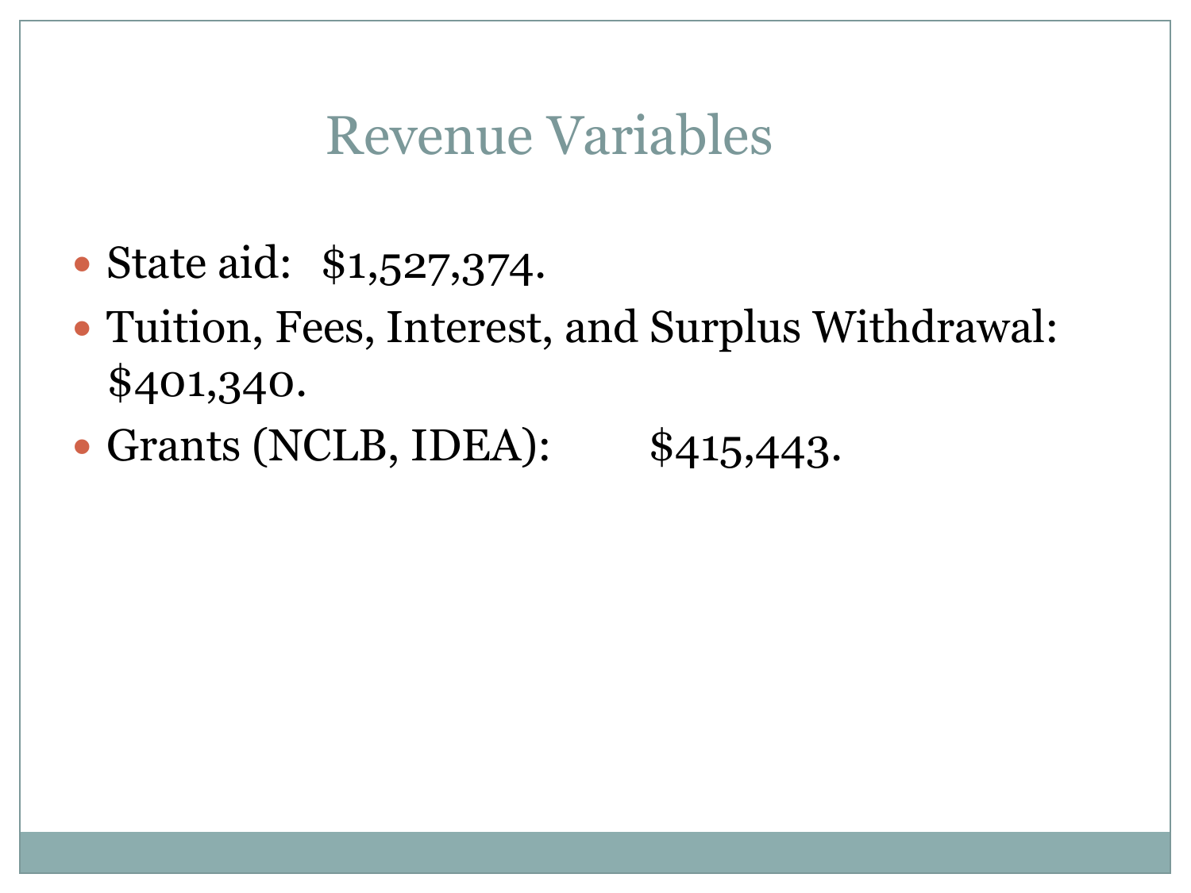# Revenue Variables

- State aid: $1,527,374.
- Tuition, Fees, Interest, and Surplus Withdrawal: $401,340.
- Grants (NCLB, IDEA): $415,443.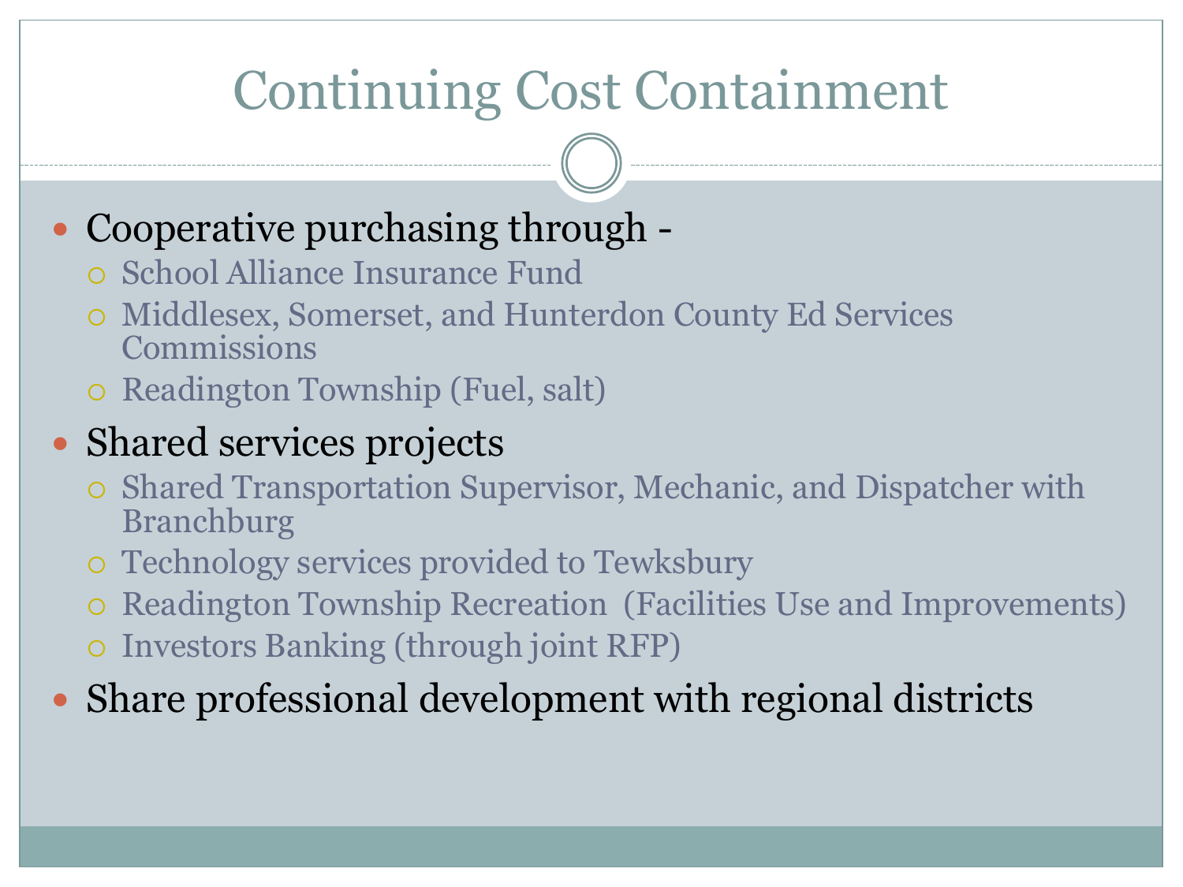# Continuing Cost Containment

- Cooperative purchasing through -
  - School Alliance Insurance Fund
  - Middlesex, Somerset, and Hunterdon County Ed Services Commissions
  - Readington Township (Fuel, salt)
- Shared services projects
  - Shared Transportation Supervisor, Mechanic, and Dispatcher with Branchburg
  - Technology services provided to Tewksbury
  - Readington Township Recreation (Facilities Use and Improvements)
  - Investors Banking (through joint RFP)
- Share professional development with regional districts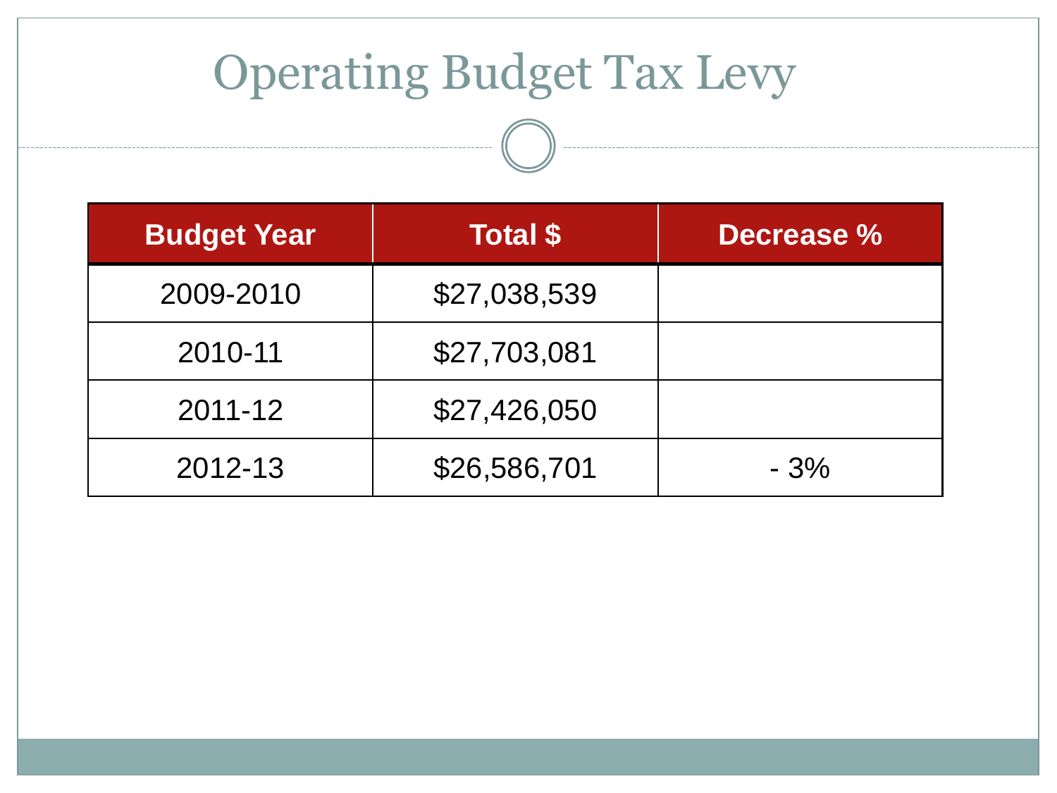# Operating Budget Tax Levy

| Budget Year | Total $ | Decrease % |
|---|---|---|
| 2009-2010 | $27,038,539 | |
| 2010-11 | $27,703,081 | |
| 2011-12 | $27,426,050 | |
| 2012-13 | $26,586,701 | - 3% |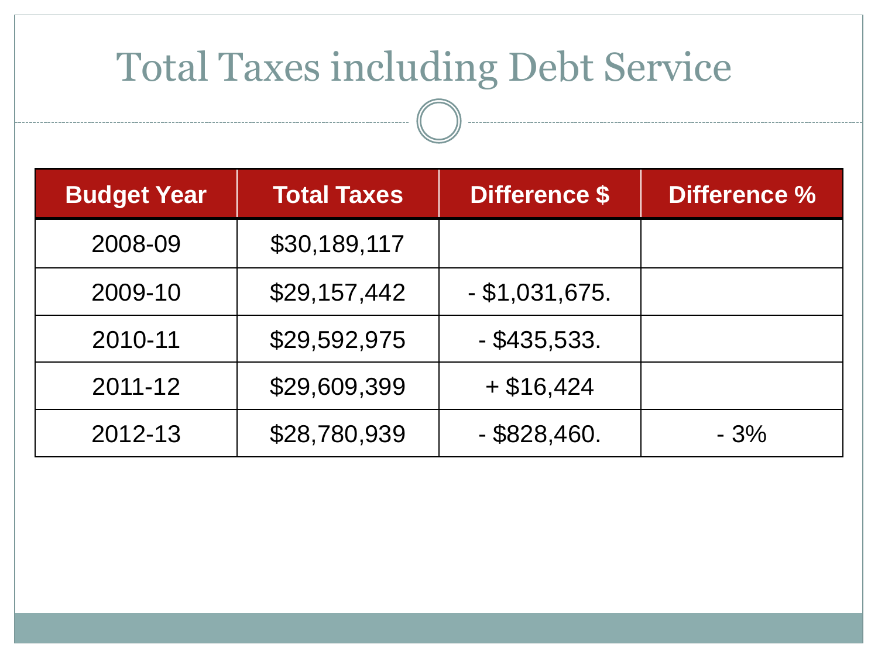# Total Taxes including Debt Service

| Budget Year | Total Taxes | Difference $ | Difference % |
|---|---|---|---|
| 2008-09 | $30,189,117 | | |
| 2009-10 | $29,157,442 | - $1,031,675. | |
| 2010-11 | $29,592,975 | - $435,533. | |
| 2011-12 | $29,609,399 | + $16,424 | |
| 2012-13 | $28,780,939 | - $828,460. | - 3% |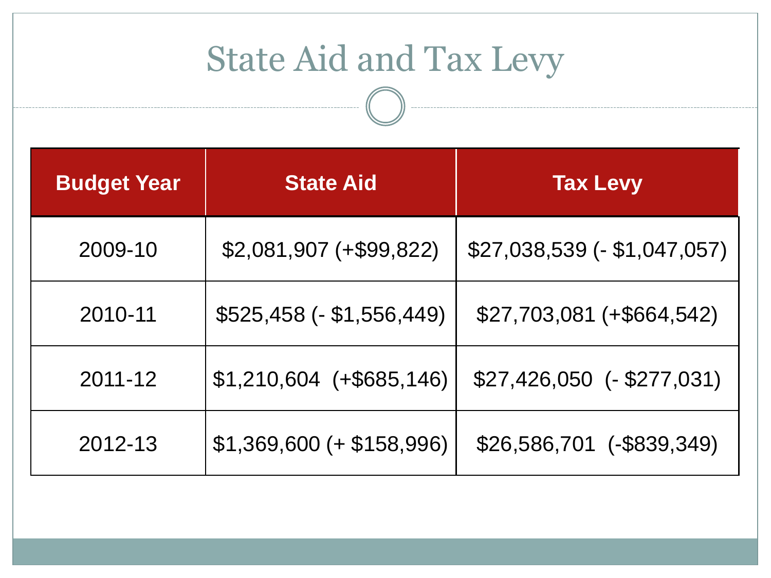# State Aid and Tax Levy

| Budget Year | State Aid | Tax Levy |
|---|---|---|
| 2009-10 | $2,081,907 (+$99,822) | $27,038,539 (- $1,047,057) |
| 2010-11 | $525,458 (- $1,556,449) | $27,703,081 (+$664,542) |
| 2011-12 | $1,210,604 (+$685,146) | $27,426,050 (- $277,031) |
| 2012-13 | $1,369,600 (+ $158,996) | $26,586,701 (-$839,349) |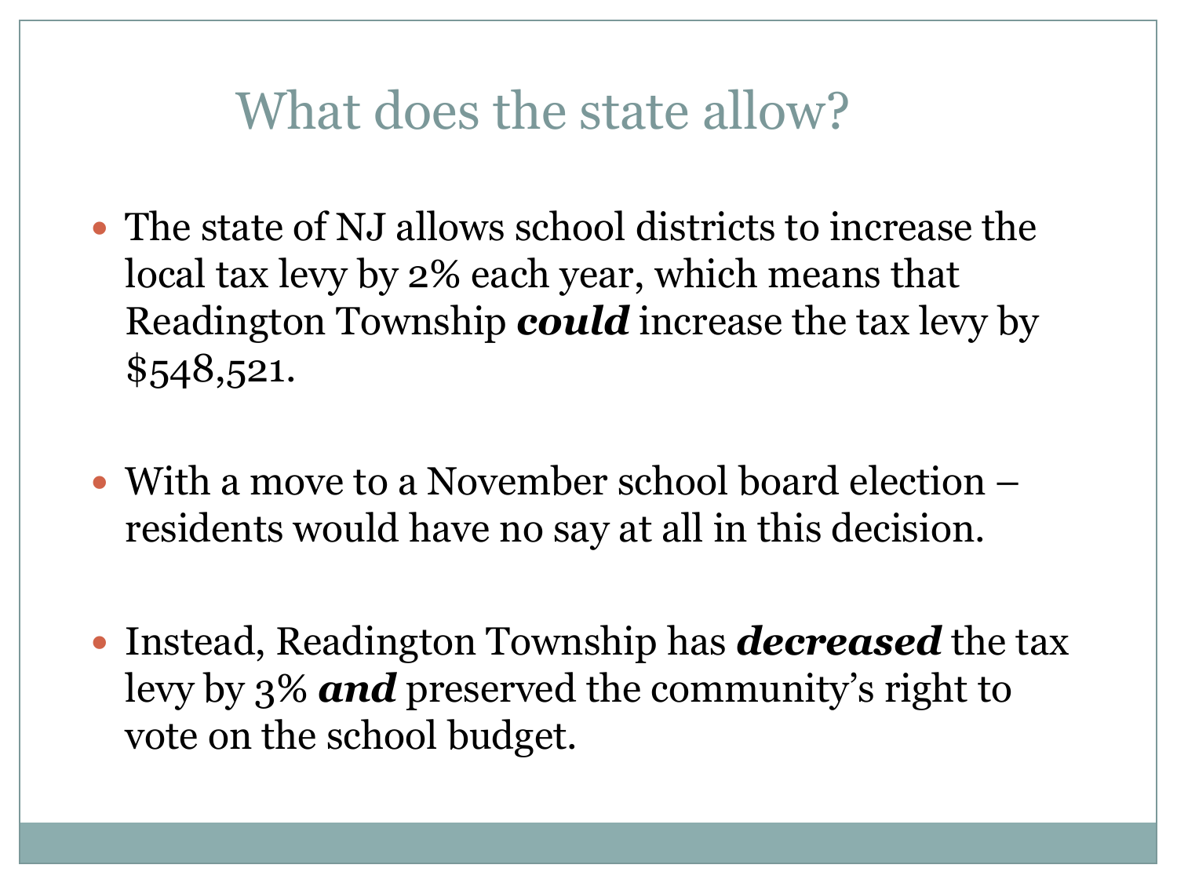# What does the state allow?

- The state of NJ allows school districts to increase the local tax levy by 2% each year, which means that Readington Township ***could*** increase the tax levy by $548,521.

- With a move to a November school board election – residents would have no say at all in this decision.

- Instead, Readington Township has ***decreased*** the tax levy by 3% ***and*** preserved the community's right to vote on the school budget.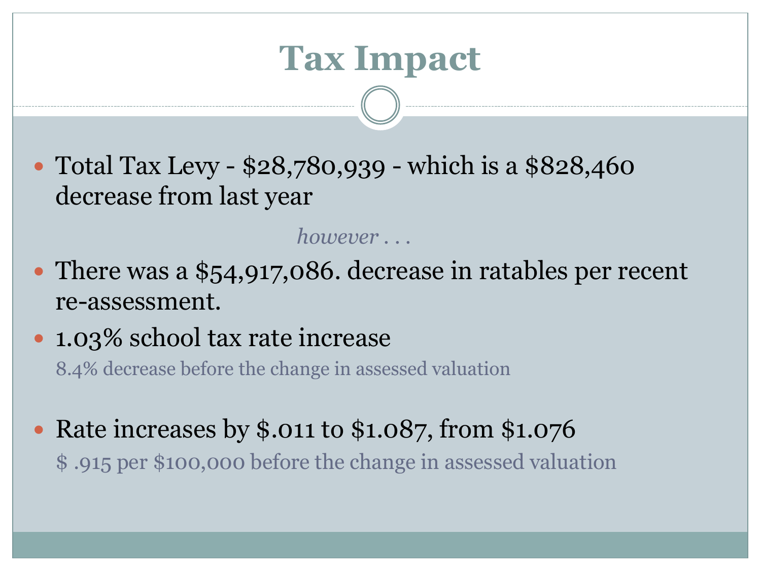# Tax Impact

- Total Tax Levy - $28,780,939 - which is a $828,460 decrease from last year

*however . . .*

- There was a $54,917,086. decrease in ratables per recent re-assessment.
- 1.03% school tax rate increase

  8.4% decrease before the change in assessed valuation

- Rate increases by $.011 to $1.087, from $1.076

  $ .915 per $100,000 before the change in assessed valuation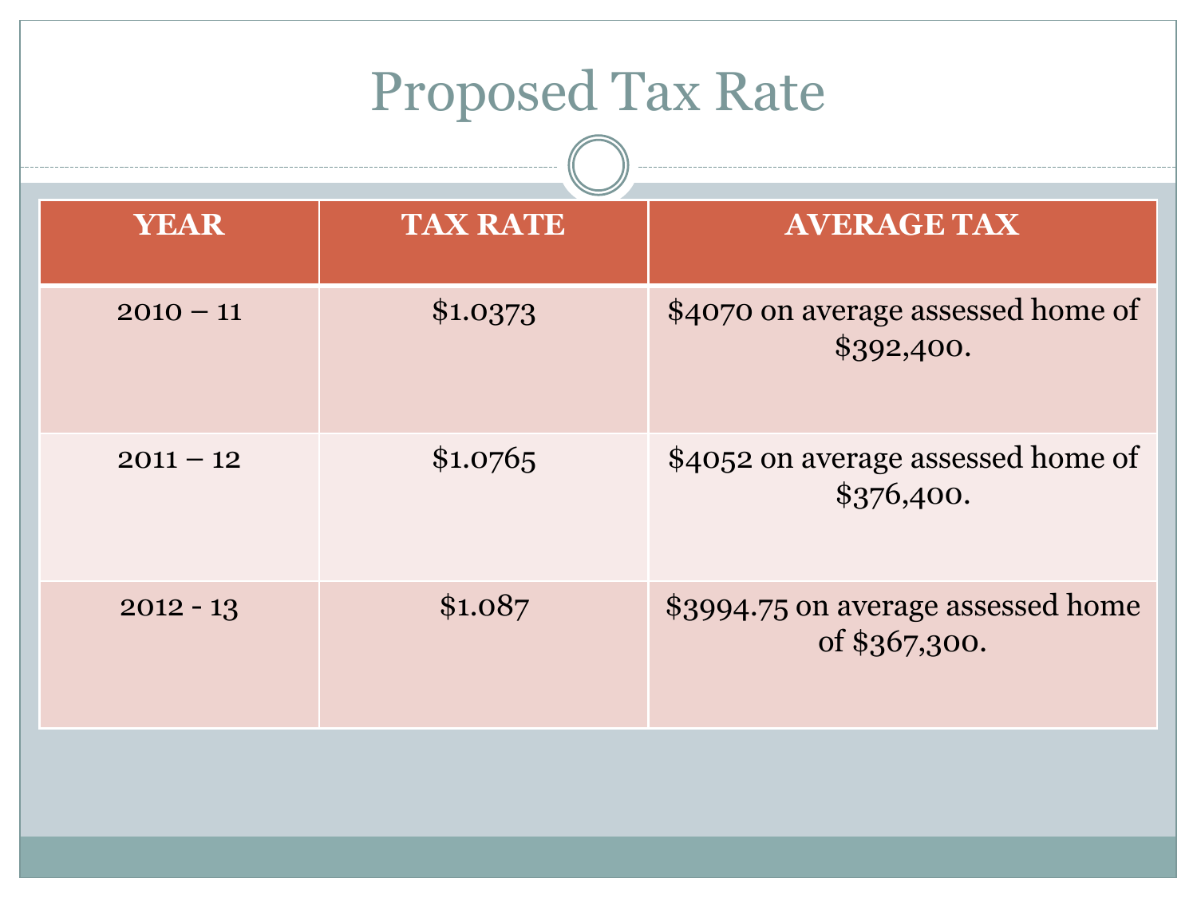# Proposed Tax Rate

| YEAR | TAX RATE | AVERAGE TAX |
|---|---|---|
| 2010 – 11 | $1.0373 | $4070 on average assessed home of $392,400. |
| 2011 – 12 | $1.0765 | $4052 on average assessed home of $376,400. |
| 2012 - 13 | $1.087 | $3994.75 on average assessed home of $367,300. |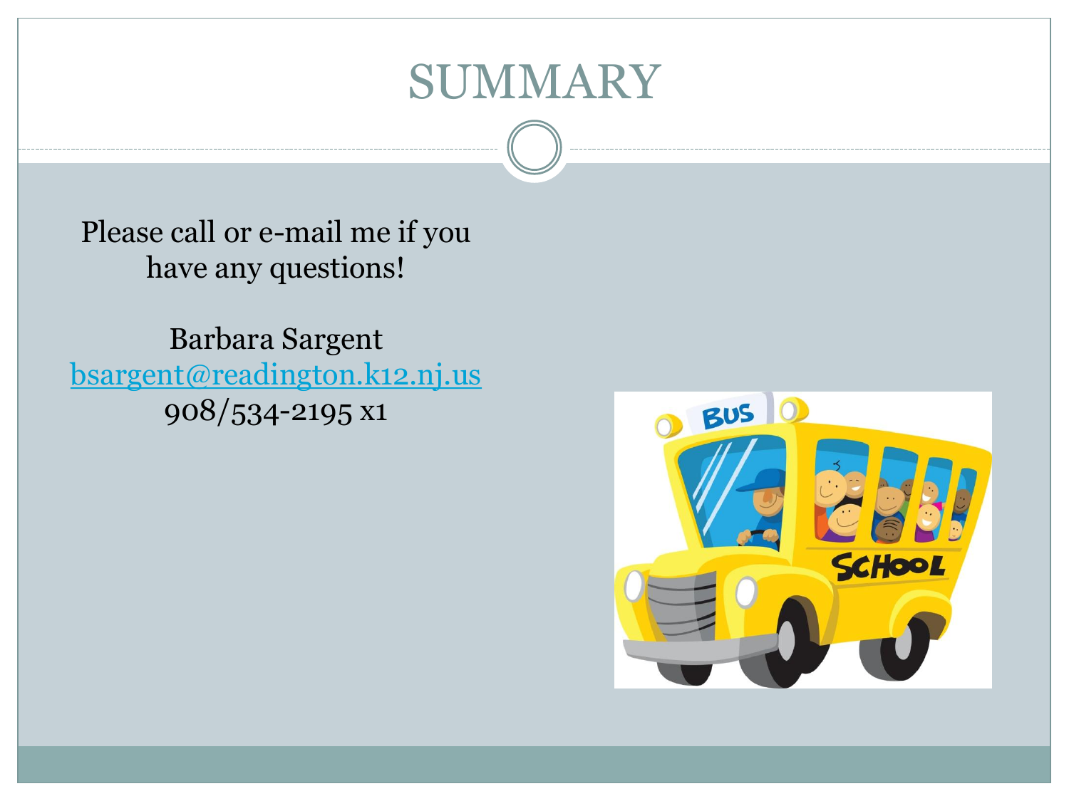# SUMMARY

Please call or e-mail me if you have any questions!

Barbara Sargent
bsargent@readington.k12.nj.us
908/534-2195 x1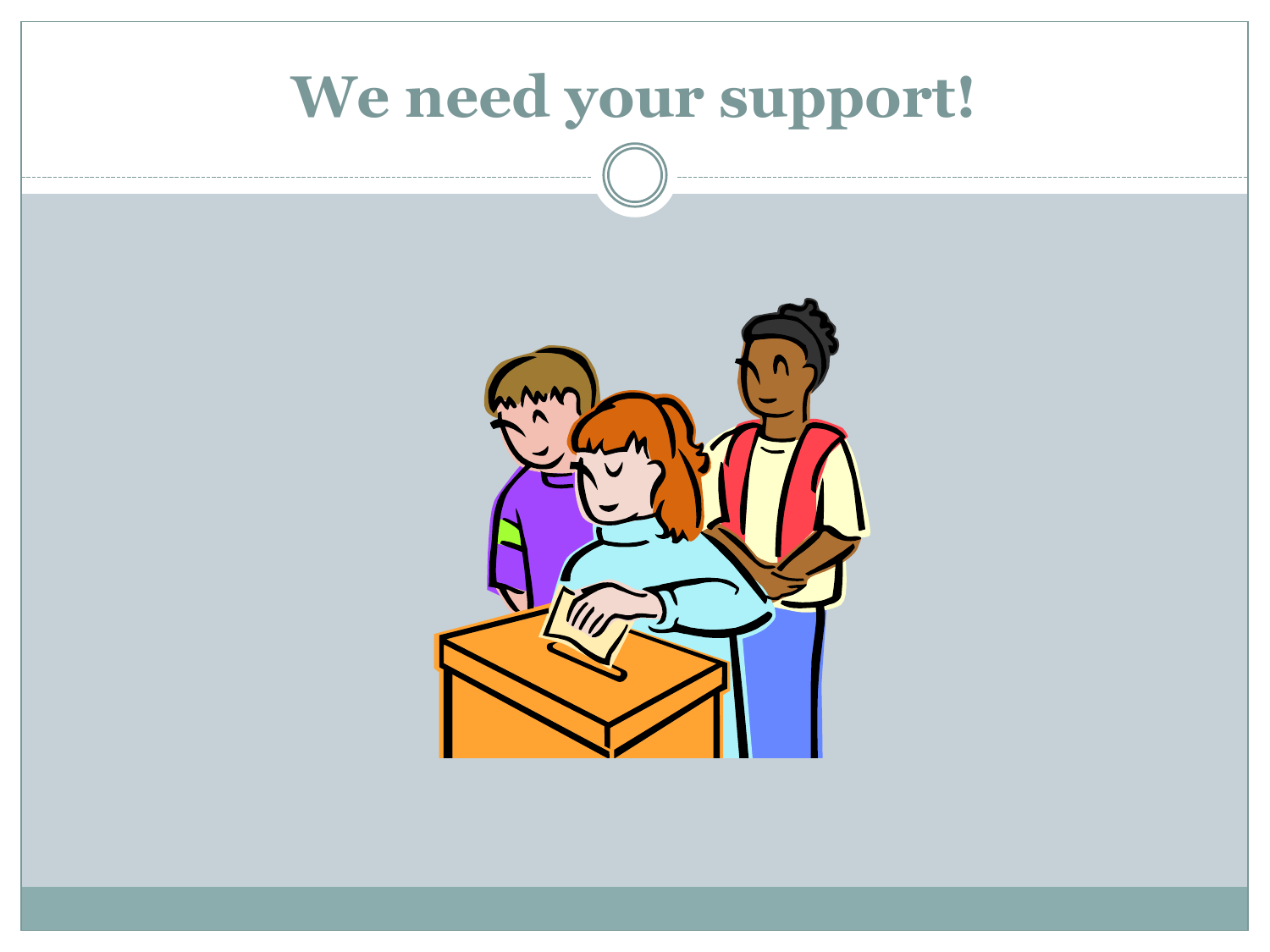# We need your support!